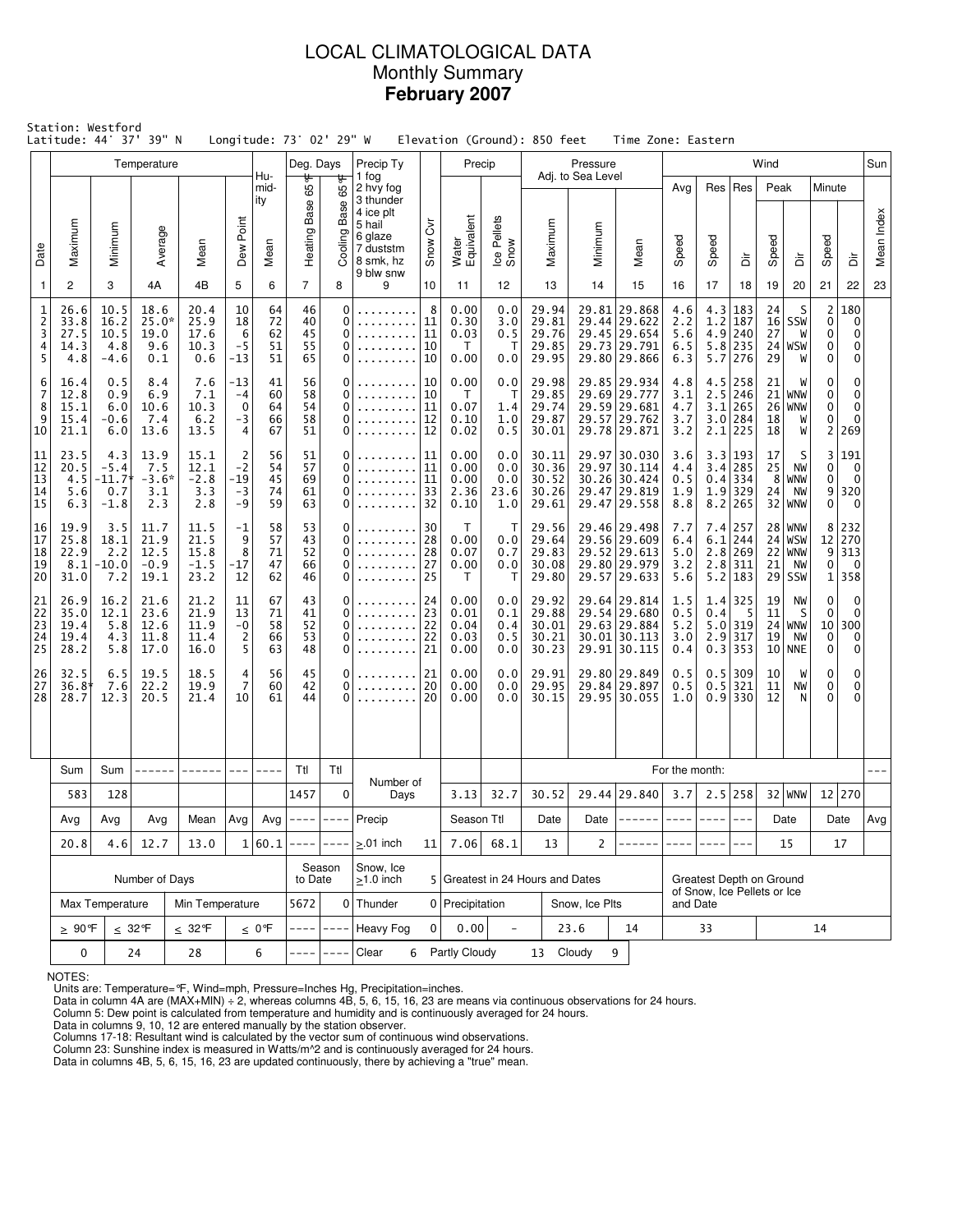# LOCAL CLIMATOLOGICAL DATA
## Monthly Summary
## **February 2007**

Station: Westford
Latitude: 44° 37' 39" N  Longitude: 73° 02' 29" W  Elevation (Ground): 850 feet  Time Zone: Eastern

| Date | Temp Maximum | Temp Minimum | Temp Average | Temp Mean | Dew Point | Humidity Mean | Heating Base 65°F | Cooling Base 65°F | Precip Ty (1 fog, 2 hvy fog, 3 thunder, 4 ice plt, 5 hail, 6 glaze, 7 duststm, 8 smk, hz, 9 blw snw) | Snow Cvr | Water Equivalent | Ice Pellets Snow | Pressure Maximum | Pressure Minimum | Pressure Mean | Wind Avg Speed | Res Speed | Res Dir | Peak Speed | Peak Dir | Minute Speed | Minute Dir | Sun Mean Index |
|---|---|---|---|---|---|---|---|---|---|---|---|---|---|---|---|---|---|---|---|---|---|---|---|
| 1 | 2 | 3 | 4A | 4B | 5 | 6 | 7 | 8 | 9 | 10 | 11 | 12 | 13 | 14 | 15 | 16 | 17 | 18 | 19 | 20 | 21 | 22 | 23 |
| 1 | 26.6 | 10.5 | 18.6 | 20.4 | 10 | 64 | 46 | 0 | ......... | 8 | 0.00 | 0.0 | 29.94 | 29.81 | 29.868 | 4.6 | 4.3 | 183 | 24 | S | 2 | 180 | |
| 2 | 33.8 | 16.2 | 25.0* | 25.9 | 18 | 72 | 40 | 0 | ......... | 11 | 0.30 | 3.0 | 29.81 | 29.44 | 29.622 | 2.2 | 1.2 | 187 | 16 | SSW | 0 | 0 | |
| 3 | 27.5 | 10.5 | 19.0 | 17.6 | 6 | 62 | 45 | 0 | ......... | 11 | 0.03 | 0.5 | 29.76 | 29.45 | 29.654 | 5.6 | 4.9 | 240 | 27 | W | 0 | 0 | |
| 4 | 14.3 | 4.8 | 9.6 | 10.3 | -5 | 51 | 55 | 0 | ......... | 10 | T | T | 29.85 | 29.73 | 29.791 | 6.5 | 5.8 | 235 | 24 | WSW | 0 | 0 | |
| 5 | 4.8 | -4.6 | 0.1 | 0.6 | -13 | 51 | 65 | 0 | ......... | 10 | 0.00 | 0.0 | 29.95 | 29.80 | 29.866 | 6.3 | 5.7 | 276 | 29 | W | 0 | 0 | |
| 6 | 16.4 | 0.5 | 8.4 | 7.6 | -13 | 41 | 56 | 0 | ......... | 10 | 0.00 | 0.0 | 29.98 | 29.85 | 29.934 | 4.8 | 4.5 | 258 | 21 | W | 0 | 0 | |
| 7 | 12.8 | 0.9 | 6.9 | 7.1 | -4 | 60 | 58 | 0 | ......... | 10 | T | T | 29.85 | 29.69 | 29.777 | 3.1 | 2.5 | 246 | 21 | WNW | 0 | 0 | |
| 8 | 15.1 | 6.0 | 10.6 | 10.3 | 0 | 64 | 54 | 0 | ......... | 11 | 0.07 | 1.4 | 29.74 | 29.59 | 29.681 | 4.7 | 3.1 | 265 | 26 | WNW | 0 | 0 | |
| 9 | 15.4 | -0.6 | 7.4 | 6.2 | -3 | 66 | 58 | 0 | ......... | 12 | 0.10 | 1.0 | 29.87 | 29.57 | 29.762 | 3.7 | 3.0 | 284 | 18 | W | 0 | 0 | |
| 10 | 21.1 | 6.0 | 13.6 | 13.5 | 4 | 67 | 51 | 0 | ......... | 12 | 0.02 | 0.5 | 30.01 | 29.78 | 29.871 | 3.2 | 2.1 | 225 | 18 | W | 2 | 269 | |
| 11 | 23.5 | 4.3 | 13.9 | 15.1 | 2 | 56 | 51 | 0 | ......... | 11 | 0.00 | 0.0 | 30.11 | 29.97 | 30.030 | 3.6 | 3.3 | 193 | 17 | S | 3 | 191 | |
| 12 | 20.5 | -5.4 | 7.5 | 12.1 | -2 | 54 | 57 | 0 | ......... | 11 | 0.00 | 0.0 | 30.36 | 29.97 | 30.114 | 4.4 | 3.4 | 285 | 25 | NW | 0 | 0 | |
| 13 | 4.5 | -11.7* | -3.6* | -2.8 | -19 | 45 | 69 | 0 | ......... | 11 | 0.00 | 0.0 | 30.52 | 30.26 | 30.424 | 0.5 | 0.4 | 334 | 8 | WNW | 0 | 0 | |
| 14 | 5.6 | 0.7 | 3.1 | 3.3 | -3 | 74 | 61 | 0 | ......... | 33 | 2.36 | 23.6 | 30.26 | 29.47 | 29.819 | 1.9 | 1.9 | 329 | 24 | NW | 9 | 320 | |
| 15 | 6.3 | -1.8 | 2.3 | 2.8 | -9 | 59 | 63 | 0 | ......... | 32 | 0.10 | 1.0 | 29.61 | 29.47 | 29.558 | 8.8 | 8.2 | 265 | 32 | WNW | 0 | 0 | |
| 16 | 19.9 | 3.5 | 11.7 | 11.5 | -1 | 58 | 53 | 0 | ......... | 30 | T | T | 29.56 | 29.46 | 29.498 | 7.7 | 7.4 | 257 | 28 | WNW | 8 | 232 | |
| 17 | 25.8 | 18.1 | 21.9 | 21.5 | 9 | 57 | 43 | 0 | ......... | 28 | 0.00 | 0.0 | 29.64 | 29.56 | 29.609 | 6.4 | 6.1 | 244 | 24 | WSW | 12 | 270 | |
| 18 | 22.9 | 2.2 | 12.5 | 15.8 | 8 | 71 | 52 | 0 | ......... | 28 | 0.07 | 0.7 | 29.83 | 29.52 | 29.613 | 5.0 | 2.8 | 269 | 22 | WNW | 9 | 313 | |
| 19 | 8.1 | -10.0 | -0.9 | -1.5 | -17 | 47 | 66 | 0 | ......... | 27 | 0.00 | 0.0 | 30.08 | 29.80 | 29.979 | 3.2 | 2.8 | 311 | 21 | NW | 0 | 0 | |
| 20 | 31.0 | 7.2 | 19.1 | 23.2 | 12 | 62 | 46 | 0 | ......... | 25 | T | T | 29.80 | 29.57 | 29.633 | 5.6 | 5.2 | 183 | 29 | SSW | 1 | 358 | |
| 21 | 26.9 | 16.2 | 21.6 | 21.2 | 11 | 67 | 43 | 0 | ......... | 24 | 0.00 | 0.0 | 29.92 | 29.64 | 29.814 | 1.5 | 1.4 | 325 | 19 | NW | 0 | 0 | |
| 22 | 35.0 | 12.1 | 23.6 | 21.9 | 13 | 71 | 41 | 0 | ......... | 23 | 0.01 | 0.1 | 29.88 | 29.54 | 29.680 | 0.5 | 0.4 | 5 | 11 | S | 0 | 0 | |
| 23 | 19.4 | 5.8 | 12.6 | 11.9 | -0 | 58 | 52 | 0 | ......... | 22 | 0.04 | 0.4 | 30.01 | 29.63 | 29.884 | 5.2 | 5.0 | 319 | 24 | WNW | 10 | 300 | |
| 24 | 19.4 | 4.3 | 11.8 | 11.4 | 2 | 66 | 53 | 0 | ......... | 22 | 0.03 | 0.5 | 30.21 | 30.01 | 30.113 | 3.0 | 2.9 | 317 | 19 | NW | 0 | 0 | |
| 25 | 28.2 | 5.8 | 17.0 | 16.0 | 5 | 63 | 48 | 0 | ......... | 21 | 0.00 | 0.0 | 30.23 | 29.91 | 30.115 | 0.4 | 0.3 | 353 | 10 | NNE | 0 | 0 | |
| 26 | 32.5 | 6.5 | 19.5 | 18.5 | 4 | 56 | 45 | 0 | ......... | 21 | 0.00 | 0.0 | 29.91 | 29.80 | 29.849 | 0.5 | 0.5 | 309 | 10 | W | 0 | 0 | |
| 27 | 36.8* | 7.6 | 22.2 | 19.9 | 7 | 60 | 42 | 0 | ......... | 20 | 0.00 | 0.0 | 29.95 | 29.84 | 29.897 | 0.5 | 0.5 | 321 | 11 | NW | 0 | 0 | |
| 28 | 28.7 | 12.3 | 20.5 | 21.4 | 10 | 61 | 44 | 0 | ......... | 20 | 0.00 | 0.0 | 30.15 | 29.95 | 30.055 | 1.0 | 0.9 | 330 | 12 | N | 0 | 0 | |
| | Sum | Sum | ------ | ------ | --- | ---- | Ttl | Ttl | Number of Days | | | | For the month: | | | | | | | | | | --- |
| | 583 | 128 | | | | | 1457 | 0 | | | 3.13 | 32.7 | 30.52 | 29.44 | 29.840 | 3.7 | 2.5 | 258 | 32 | WNW | 12 | 270 | |
| | Avg | Avg | Avg | Mean | Avg | Avg | ---- | ---- | Precip | | Season Ttl | | Date | Date | ------ | ---- | ---- | --- | Date | | Date | | Avg |
| | 20.8 | 4.6 | 12.7 | 13.0 | 1 | 60.1 | ---- | ---- | ≥.01 inch | 11 | 7.06 | 68.1 | 13 | 2 | ------ | ---- | ---- | --- | 15 | | 17 | | |

| Number of Days | | | | Season to Date | | Snow, Ice ≥1.0 inch | 5 | Greatest in 24 Hours and Dates | | | | Greatest Depth on Ground of Snow, Ice Pellets or Ice and Date | |
|---|---|---|---|---|---|---|---|---|---|---|---|---|---|
| Max Temperature | | Min Temperature | | 5672 | 0 | Thunder | 0 | Precipitation | | Snow, Ice Plts | | | |
| ≥ 90°F | ≤ 32°F | ≤ 32°F | ≤ 0°F | ---- | ---- | Heavy Fog | 0 | 0.00 | - | 23.6 | 14 | 33 | 14 |
| 0 | 24 | 28 | 6 | ---- | ---- | Clear | 6 | Partly Cloudy | 13 | Cloudy | 9 | | |

NOTES:
Units are: Temperature=°F, Wind=mph, Pressure=Inches Hg, Precipitation=inches.
Data in column 4A are (MAX+MIN) ÷ 2, whereas columns 4B, 5, 6, 15, 16, 23 are means via continuous observations for 24 hours.
Column 5: Dew point is calculated from temperature and humidity and is continuously averaged for 24 hours.
Data in columns 9, 10, 12 are entered manually by the station observer.
Columns 17-18: Resultant wind is calculated by the vector sum of continuous wind observations.
Column 23: Sunshine index is measured in Watts/m^2 and is continuously averaged for 24 hours.
Data in columns 4B, 5, 6, 15, 16, 23 are updated continuously, there by achieving a "true" mean.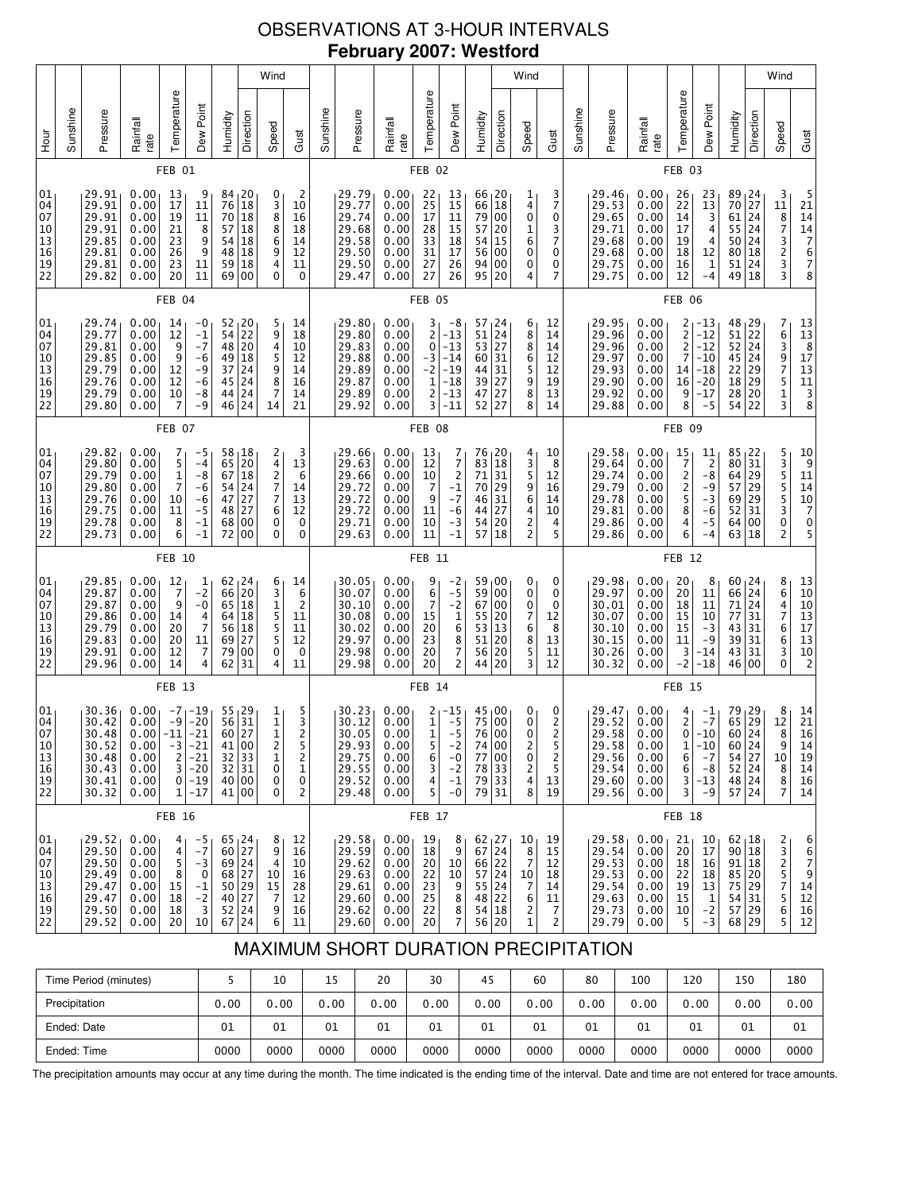# OBSERVATIONS AT 3-HOUR INTERVALS

## February 2007: Westford

### FEB 01

| Hour | Sunshine | Pressure | Rainfall rate | Temperature | Dew Point | Humidity | Wind Direction | Wind Speed | Wind Gust |
|---|---|---|---|---|---|---|---|---|---|
| 01 | | 29.91 | 0.00 | 13 | 9 | 84 | 20 | 0 | 2 |
| 04 | | 29.91 | 0.00 | 17 | 11 | 76 | 18 | 3 | 10 |
| 07 | | 29.91 | 0.00 | 19 | 11 | 70 | 18 | 8 | 16 |
| 10 | | 29.91 | 0.00 | 21 | 8 | 57 | 18 | 8 | 18 |
| 13 | | 29.85 | 0.00 | 23 | 9 | 54 | 18 | 6 | 14 |
| 16 | | 29.81 | 0.00 | 26 | 9 | 48 | 18 | 9 | 12 |
| 19 | | 29.81 | 0.00 | 23 | 11 | 59 | 18 | 4 | 11 |
| 22 | | 29.82 | 0.00 | 20 | 11 | 69 | 00 | 0 | 0 |

### FEB 02

| Hour | Sunshine | Pressure | Rainfall rate | Temperature | Dew Point | Humidity | Wind Direction | Wind Speed | Wind Gust |
|---|---|---|---|---|---|---|---|---|---|
| 01 | | 29.79 | 0.00 | 22 | 13 | 66 | 20 | 1 | 3 |
| 04 | | 29.77 | 0.00 | 25 | 15 | 66 | 18 | 4 | 7 |
| 07 | | 29.74 | 0.00 | 17 | 11 | 79 | 00 | 0 | 0 |
| 10 | | 29.68 | 0.00 | 28 | 15 | 57 | 20 | 1 | 3 |
| 13 | | 29.58 | 0.00 | 33 | 18 | 54 | 15 | 6 | 7 |
| 16 | | 29.50 | 0.00 | 31 | 17 | 56 | 00 | 0 | 0 |
| 19 | | 29.50 | 0.00 | 27 | 26 | 94 | 00 | 0 | 0 |
| 22 | | 29.47 | 0.00 | 27 | 26 | 95 | 20 | 4 | 7 |

### FEB 03

| Hour | Sunshine | Pressure | Rainfall rate | Temperature | Dew Point | Humidity | Wind Direction | Wind Speed | Wind Gust |
|---|---|---|---|---|---|---|---|---|---|
| 01 | | 29.46 | 0.00 | 26 | 23 | 89 | 24 | 3 | 5 |
| 04 | | 29.53 | 0.00 | 22 | 13 | 70 | 27 | 11 | 21 |
| 07 | | 29.65 | 0.00 | 14 | 3 | 61 | 24 | 8 | 14 |
| 10 | | 29.71 | 0.00 | 17 | 4 | 55 | 24 | 7 | 14 |
| 13 | | 29.68 | 0.00 | 19 | 4 | 50 | 24 | 3 | 7 |
| 16 | | 29.68 | 0.00 | 18 | 12 | 80 | 18 | 2 | 6 |
| 19 | | 29.75 | 0.00 | 16 | 1 | 51 | 24 | 3 | 7 |
| 22 | | 29.75 | 0.00 | 12 | -4 | 49 | 18 | 3 | 8 |

### FEB 04

| Hour | Sunshine | Pressure | Rainfall rate | Temperature | Dew Point | Humidity | Wind Direction | Wind Speed | Wind Gust |
|---|---|---|---|---|---|---|---|---|---|
| 01 | | 29.74 | 0.00 | 14 | -0 | 52 | 20 | 5 | 14 |
| 04 | | 29.77 | 0.00 | 12 | -1 | 54 | 22 | 9 | 18 |
| 07 | | 29.81 | 0.00 | 9 | -7 | 48 | 20 | 4 | 10 |
| 10 | | 29.85 | 0.00 | 9 | -6 | 49 | 18 | 5 | 12 |
| 13 | | 29.79 | 0.00 | 12 | -9 | 37 | 24 | 9 | 14 |
| 16 | | 29.76 | 0.00 | 12 | -6 | 45 | 24 | 8 | 16 |
| 19 | | 29.79 | 0.00 | 10 | -8 | 44 | 24 | 7 | 14 |
| 22 | | 29.80 | 0.00 | 7 | -9 | 46 | 24 | 14 | 21 |

### FEB 05

| Hour | Sunshine | Pressure | Rainfall rate | Temperature | Dew Point | Humidity | Wind Direction | Wind Speed | Wind Gust |
|---|---|---|---|---|---|---|---|---|---|
| 01 | | 29.80 | 0.00 | 3 | -8 | 57 | 24 | 6 | 12 |
| 04 | | 29.80 | 0.00 | 2 | -13 | 51 | 24 | 8 | 14 |
| 07 | | 29.83 | 0.00 | 0 | -13 | 53 | 27 | 8 | 14 |
| 10 | | 29.88 | 0.00 | -3 | -14 | 60 | 31 | 6 | 12 |
| 13 | | 29.89 | 0.00 | -2 | -19 | 44 | 31 | 5 | 12 |
| 16 | | 29.87 | 0.00 | 1 | -18 | 39 | 27 | 9 | 19 |
| 19 | | 29.89 | 0.00 | 2 | -13 | 47 | 27 | 8 | 13 |
| 22 | | 29.92 | 0.00 | 3 | -11 | 52 | 27 | 8 | 14 |

### FEB 06

| Hour | Sunshine | Pressure | Rainfall rate | Temperature | Dew Point | Humidity | Wind Direction | Wind Speed | Wind Gust |
|---|---|---|---|---|---|---|---|---|---|
| 01 | | 29.95 | 0.00 | 2 | -13 | 48 | 29 | 7 | 13 |
| 04 | | 29.96 | 0.00 | 2 | -12 | 51 | 22 | 6 | 13 |
| 07 | | 29.96 | 0.00 | 2 | -12 | 52 | 24 | 3 | 8 |
| 10 | | 29.97 | 0.00 | 7 | -10 | 45 | 24 | 9 | 17 |
| 13 | | 29.93 | 0.00 | 14 | -18 | 22 | 29 | 7 | 13 |
| 16 | | 29.90 | 0.00 | 16 | -20 | 18 | 29 | 5 | 11 |
| 19 | | 29.92 | 0.00 | 9 | -17 | 28 | 20 | 1 | 3 |
| 22 | | 29.88 | 0.00 | 8 | -5 | 54 | 22 | 3 | 8 |

### FEB 07

| Hour | Sunshine | Pressure | Rainfall rate | Temperature | Dew Point | Humidity | Wind Direction | Wind Speed | Wind Gust |
|---|---|---|---|---|---|---|---|---|---|
| 01 | | 29.82 | 0.00 | 7 | -5 | 58 | 18 | 2 | 3 |
| 04 | | 29.80 | 0.00 | 5 | -4 | 65 | 20 | 4 | 13 |
| 07 | | 29.79 | 0.00 | 1 | -8 | 67 | 18 | 2 | 6 |
| 10 | | 29.80 | 0.00 | 7 | -6 | 54 | 24 | 7 | 14 |
| 13 | | 29.76 | 0.00 | 10 | -6 | 47 | 27 | 7 | 13 |
| 16 | | 29.75 | 0.00 | 11 | -5 | 48 | 27 | 6 | 12 |
| 19 | | 29.78 | 0.00 | 8 | -1 | 68 | 00 | 0 | 0 |
| 22 | | 29.73 | 0.00 | 6 | -1 | 72 | 00 | 0 | 0 |

### FEB 08

| Hour | Sunshine | Pressure | Rainfall rate | Temperature | Dew Point | Humidity | Wind Direction | Wind Speed | Wind Gust |
|---|---|---|---|---|---|---|---|---|---|
| 01 | | 29.66 | 0.00 | 13 | 7 | 76 | 20 | 4 | 10 |
| 04 | | 29.63 | 0.00 | 12 | 7 | 83 | 18 | 3 | 8 |
| 07 | | 29.66 | 0.00 | 10 | 2 | 71 | 31 | 5 | 12 |
| 10 | | 29.72 | 0.00 | 7 | -1 | 70 | 29 | 9 | 16 |
| 13 | | 29.72 | 0.00 | 9 | -7 | 46 | 31 | 6 | 14 |
| 16 | | 29.72 | 0.00 | 11 | -6 | 44 | 27 | 4 | 10 |
| 19 | | 29.71 | 0.00 | 10 | -3 | 54 | 20 | 2 | 4 |
| 22 | | 29.63 | 0.00 | 11 | -1 | 57 | 18 | 2 | 5 |

### FEB 09

| Hour | Sunshine | Pressure | Rainfall rate | Temperature | Dew Point | Humidity | Wind Direction | Wind Speed | Wind Gust |
|---|---|---|---|---|---|---|---|---|---|
| 01 | | 29.58 | 0.00 | 15 | 11 | 85 | 22 | 5 | 10 |
| 04 | | 29.64 | 0.00 | 7 | 2 | 80 | 31 | 3 | 9 |
| 07 | | 29.74 | 0.00 | 2 | -8 | 64 | 29 | 5 | 11 |
| 10 | | 29.79 | 0.00 | 2 | -9 | 57 | 29 | 5 | 14 |
| 13 | | 29.78 | 0.00 | 5 | -3 | 69 | 29 | 5 | 10 |
| 16 | | 29.81 | 0.00 | 8 | -6 | 52 | 31 | 3 | 7 |
| 19 | | 29.86 | 0.00 | 4 | -5 | 64 | 00 | 0 | 0 |
| 22 | | 29.86 | 0.00 | 6 | -4 | 63 | 18 | 2 | 5 |

### FEB 10

| Hour | Sunshine | Pressure | Rainfall rate | Temperature | Dew Point | Humidity | Wind Direction | Wind Speed | Wind Gust |
|---|---|---|---|---|---|---|---|---|---|
| 01 | | 29.85 | 0.00 | 12 | 1 | 62 | 24 | 6 | 14 |
| 04 | | 29.87 | 0.00 | 7 | -2 | 66 | 20 | 3 | 6 |
| 07 | | 29.87 | 0.00 | 9 | -0 | 65 | 18 | 1 | 2 |
| 10 | | 29.86 | 0.00 | 14 | 4 | 64 | 18 | 5 | 11 |
| 13 | | 29.79 | 0.00 | 20 | 7 | 56 | 18 | 5 | 11 |
| 16 | | 29.83 | 0.00 | 20 | 11 | 69 | 27 | 5 | 12 |
| 19 | | 29.91 | 0.00 | 12 | 7 | 79 | 00 | 0 | 0 |
| 22 | | 29.96 | 0.00 | 14 | 4 | 62 | 31 | 4 | 11 |

### FEB 11

| Hour | Sunshine | Pressure | Rainfall rate | Temperature | Dew Point | Humidity | Wind Direction | Wind Speed | Wind Gust |
|---|---|---|---|---|---|---|---|---|---|
| 01 | | 30.05 | 0.00 | 9 | -2 | 59 | 00 | 0 | 0 |
| 04 | | 30.07 | 0.00 | 6 | -5 | 59 | 00 | 0 | 0 |
| 07 | | 30.10 | 0.00 | 7 | -5 | 67 | 00 | 0 | 0 |
| 10 | | 30.08 | 0.00 | 15 | 1 | 55 | 20 | 7 | 12 |
| 13 | | 30.02 | 0.00 | 20 | 6 | 53 | 13 | 6 | 8 |
| 16 | | 29.97 | 0.00 | 23 | 8 | 51 | 20 | 8 | 13 |
| 19 | | 29.98 | 0.00 | 20 | 7 | 56 | 20 | 5 | 11 |
| 22 | | 29.98 | 0.00 | 20 | 2 | 44 | 20 | 3 | 12 |

### FEB 12

| Hour | Sunshine | Pressure | Rainfall rate | Temperature | Dew Point | Humidity | Wind Direction | Wind Speed | Wind Gust |
|---|---|---|---|---|---|---|---|---|---|
| 01 | | 29.98 | 0.00 | 20 | 8 | 60 | 24 | 8 | 13 |
| 04 | | 29.97 | 0.00 | 20 | 11 | 66 | 24 | 6 | 10 |
| 07 | | 30.01 | 0.00 | 18 | 11 | 71 | 24 | 4 | 10 |
| 10 | | 30.07 | 0.00 | 15 | 10 | 77 | 31 | 7 | 13 |
| 13 | | 30.10 | 0.00 | 15 | -3 | 43 | 31 | 6 | 17 |
| 16 | | 30.15 | 0.00 | 11 | -9 | 39 | 31 | 6 | 13 |
| 19 | | 30.26 | 0.00 | 3 | -14 | 43 | 31 | 3 | 10 |
| 22 | | 30.32 | 0.00 | -2 | -18 | 46 | 00 | 0 | 2 |

### FEB 13

| Hour | Sunshine | Pressure | Rainfall rate | Temperature | Dew Point | Humidity | Wind Direction | Wind Speed | Wind Gust |
|---|---|---|---|---|---|---|---|---|---|
| 01 | | 30.36 | 0.00 | -7 | -19 | 55 | 29 | 1 | 5 |
| 04 | | 30.42 | 0.00 | -9 | -20 | 56 | 31 | 1 | 3 |
| 07 | | 30.48 | 0.00 | -11 | -21 | 60 | 27 | 1 | 2 |
| 10 | | 30.52 | 0.00 | -3 | -21 | 41 | 00 | 2 | 5 |
| 13 | | 30.48 | 0.00 | 2 | -21 | 32 | 33 | 1 | 2 |
| 16 | | 30.43 | 0.00 | 3 | -20 | 32 | 31 | 0 | 1 |
| 19 | | 30.41 | 0.00 | 0 | -19 | 40 | 00 | 0 | 0 |
| 22 | | 30.32 | 0.00 | 1 | -17 | 41 | 00 | 0 | 2 |

### FEB 14

| Hour | Sunshine | Pressure | Rainfall rate | Temperature | Dew Point | Humidity | Wind Direction | Wind Speed | Wind Gust |
|---|---|---|---|---|---|---|---|---|---|
| 01 | | 30.23 | 0.00 | 2 | -15 | 45 | 00 | 0 | 0 |
| 04 | | 30.12 | 0.00 | 1 | -5 | 75 | 00 | 0 | 2 |
| 07 | | 30.05 | 0.00 | 1 | -5 | 76 | 00 | 0 | 2 |
| 10 | | 29.93 | 0.00 | 5 | -2 | 74 | 00 | 2 | 5 |
| 13 | | 29.75 | 0.00 | 6 | -0 | 77 | 00 | 0 | 2 |
| 16 | | 29.55 | 0.00 | 3 | -2 | 78 | 33 | 2 | 5 |
| 19 | | 29.52 | 0.00 | 4 | -1 | 79 | 33 | 4 | 13 |
| 22 | | 29.48 | 0.00 | 5 | -0 | 79 | 31 | 8 | 19 |

### FEB 15

| Hour | Sunshine | Pressure | Rainfall rate | Temperature | Dew Point | Humidity | Wind Direction | Wind Speed | Wind Gust |
|---|---|---|---|---|---|---|---|---|---|
| 01 | | 29.47 | 0.00 | 4 | -1 | 79 | 29 | 8 | 14 |
| 04 | | 29.52 | 0.00 | 2 | -7 | 65 | 29 | 12 | 21 |
| 07 | | 29.58 | 0.00 | 0 | -10 | 60 | 24 | 8 | 16 |
| 10 | | 29.58 | 0.00 | 1 | -10 | 60 | 24 | 9 | 14 |
| 13 | | 29.56 | 0.00 | 6 | -7 | 54 | 27 | 10 | 19 |
| 16 | | 29.54 | 0.00 | 6 | -8 | 52 | 24 | 8 | 14 |
| 19 | | 29.60 | 0.00 | 3 | -13 | 48 | 24 | 8 | 16 |
| 22 | | 29.56 | 0.00 | 3 | -9 | 57 | 24 | 7 | 14 |

### FEB 16

| Hour | Sunshine | Pressure | Rainfall rate | Temperature | Dew Point | Humidity | Wind Direction | Wind Speed | Wind Gust |
|---|---|---|---|---|---|---|---|---|---|
| 01 | | 29.52 | 0.00 | 4 | -5 | 65 | 24 | 8 | 12 |
| 04 | | 29.50 | 0.00 | 4 | -7 | 60 | 27 | 9 | 16 |
| 07 | | 29.50 | 0.00 | 5 | -3 | 69 | 24 | 4 | 10 |
| 10 | | 29.49 | 0.00 | 8 | 0 | 68 | 27 | 10 | 16 |
| 13 | | 29.47 | 0.00 | 15 | -1 | 50 | 29 | 15 | 28 |
| 16 | | 29.47 | 0.00 | 18 | -2 | 40 | 27 | 7 | 12 |
| 19 | | 29.50 | 0.00 | 18 | 3 | 52 | 24 | 9 | 16 |
| 22 | | 29.52 | 0.00 | 20 | 10 | 67 | 24 | 6 | 11 |

### FEB 17

| Hour | Sunshine | Pressure | Rainfall rate | Temperature | Dew Point | Humidity | Wind Direction | Wind Speed | Wind Gust |
|---|---|---|---|---|---|---|---|---|---|
| 01 | | 29.58 | 0.00 | 19 | 8 | 62 | 27 | 10 | 19 |
| 04 | | 29.59 | 0.00 | 18 | 9 | 67 | 24 | 8 | 15 |
| 07 | | 29.62 | 0.00 | 20 | 10 | 66 | 22 | 7 | 12 |
| 10 | | 29.62 | 0.00 | 22 | 10 | 57 | 24 | 10 | 18 |
| 13 | | 29.61 | 0.00 | 23 | 9 | 55 | 24 | 7 | 14 |
| 16 | | 29.60 | 0.00 | 25 | 8 | 48 | 22 | 6 | 11 |
| 19 | | 29.62 | 0.00 | 22 | 8 | 54 | 18 | 2 | 7 |
| 22 | | 29.60 | 0.00 | 20 | 7 | 56 | 20 | 1 | 2 |

### FEB 18

| Hour | Sunshine | Pressure | Rainfall rate | Temperature | Dew Point | Humidity | Wind Direction | Wind Speed | Wind Gust |
|---|---|---|---|---|---|---|---|---|---|
| 01 | | 29.58 | 0.00 | 21 | 10 | 62 | 18 | 2 | 6 |
| 04 | | 29.54 | 0.00 | 20 | 17 | 90 | 18 | 3 | 6 |
| 07 | | 29.53 | 0.00 | 18 | 16 | 91 | 18 | 2 | 7 |
| 10 | | 29.53 | 0.00 | 22 | 18 | 85 | 20 | 5 | 9 |
| 13 | | 29.54 | 0.00 | 19 | 13 | 75 | 29 | 7 | 14 |
| 16 | | 29.63 | 0.00 | 15 | 1 | 54 | 31 | 5 | 12 |
| 19 | | 29.73 | 0.00 | 10 | -2 | 57 | 29 | 6 | 16 |
| 22 | | 29.79 | 0.00 | 5 | -3 | 68 | 29 | 5 | 12 |

## MAXIMUM SHORT DURATION PRECIPITATION

| Time Period (minutes) | 5 | 10 | 15 | 20 | 30 | 45 | 60 | 80 | 100 | 120 | 150 | 180 |
|---|---|---|---|---|---|---|---|---|---|---|---|---|
| Precipitation | 0.00 | 0.00 | 0.00 | 0.00 | 0.00 | 0.00 | 0.00 | 0.00 | 0.00 | 0.00 | 0.00 | 0.00 |
| Ended: Date | 01 | 01 | 01 | 01 | 01 | 01 | 01 | 01 | 01 | 01 | 01 | 01 |
| Ended: Time | 0000 | 0000 | 0000 | 0000 | 0000 | 0000 | 0000 | 0000 | 0000 | 0000 | 0000 | 0000 |

The precipitation amounts may occur at any time during the month. The time indicated is the ending time of the interval. Date and time are not entered for trace amounts.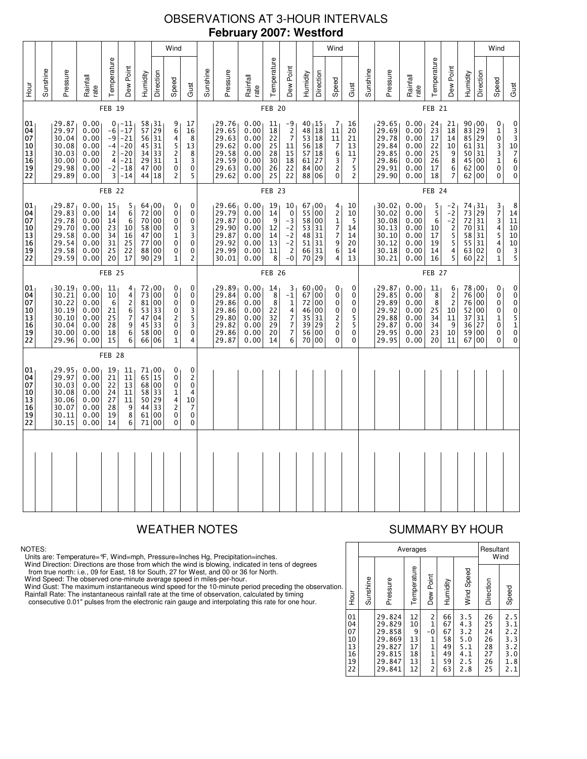# OBSERVATIONS AT 3-HOUR INTERVALS

## February 2007: Westford

### FEB 19

| Hour | Sunshine | Pressure | Rainfall rate | Temperature | Dew Point | Humidity | Wind Direction | Wind Speed | Wind Gust |
|---|---|---|---|---|---|---|---|---|---|
| 01 | | 29.87 | 0.00 | 0 | -11 | 58 | 31 | 9 | 17 |
| 04 | | 29.97 | 0.00 | -6 | -17 | 57 | 29 | 6 | 16 |
| 07 | | 30.04 | 0.00 | -9 | -21 | 56 | 31 | 4 | 8 |
| 10 | | 30.08 | 0.00 | -4 | -20 | 45 | 31 | 5 | 13 |
| 13 | | 30.03 | 0.00 | 2 | -20 | 34 | 33 | 2 | 8 |
| 16 | | 30.00 | 0.00 | 4 | -21 | 29 | 31 | 1 | 3 |
| 19 | | 29.98 | 0.00 | -2 | -18 | 47 | 00 | 0 | 0 |
| 22 | | 29.89 | 0.00 | 3 | -14 | 44 | 18 | 2 | 5 |

### FEB 20

| Hour | Sunshine | Pressure | Rainfall rate | Temperature | Dew Point | Humidity | Wind Direction | Wind Speed | Wind Gust |
|---|---|---|---|---|---|---|---|---|---|
| 01 | | 29.76 | 0.00 | 11 | -9 | 40 | 15 | 7 | 16 |
| 04 | | 29.65 | 0.00 | 18 | 2 | 48 | 18 | 11 | 20 |
| 07 | | 29.63 | 0.00 | 22 | 7 | 53 | 18 | 11 | 21 |
| 10 | | 29.62 | 0.00 | 25 | 11 | 56 | 18 | 7 | 13 |
| 13 | | 29.58 | 0.00 | 28 | 15 | 57 | 18 | 6 | 11 |
| 16 | | 29.59 | 0.00 | 30 | 18 | 61 | 27 | 3 | 7 |
| 19 | | 29.63 | 0.00 | 26 | 22 | 84 | 00 | 2 | 5 |
| 22 | | 29.62 | 0.00 | 25 | 22 | 88 | 06 | 0 | 2 |

### FEB 21

| Hour | Sunshine | Pressure | Rainfall rate | Temperature | Dew Point | Humidity | Wind Direction | Wind Speed | Wind Gust |
|---|---|---|---|---|---|---|---|---|---|
| 01 | | 29.65 | 0.00 | 24 | 21 | 90 | 00 | 0 | 0 |
| 04 | | 29.69 | 0.00 | 23 | 18 | 83 | 29 | 1 | 3 |
| 07 | | 29.78 | 0.00 | 17 | 14 | 85 | 29 | 0 | 3 |
| 10 | | 29.84 | 0.00 | 22 | 10 | 61 | 31 | 3 | 10 |
| 13 | | 29.85 | 0.00 | 25 | 9 | 50 | 31 | 3 | 7 |
| 16 | | 29.86 | 0.00 | 26 | 8 | 45 | 00 | 1 | 6 |
| 19 | | 29.91 | 0.00 | 17 | 6 | 62 | 00 | 0 | 0 |
| 22 | | 29.90 | 0.00 | 18 | 7 | 62 | 00 | 0 | 0 |

### FEB 22

| Hour | Sunshine | Pressure | Rainfall rate | Temperature | Dew Point | Humidity | Wind Direction | Wind Speed | Wind Gust |
|---|---|---|---|---|---|---|---|---|---|
| 01 | | 29.87 | 0.00 | 15 | 5 | 64 | 00 | 0 | 0 |
| 04 | | 29.83 | 0.00 | 14 | 6 | 72 | 00 | 0 | 0 |
| 07 | | 29.78 | 0.00 | 14 | 6 | 70 | 00 | 0 | 0 |
| 10 | | 29.70 | 0.00 | 23 | 10 | 58 | 00 | 0 | 3 |
| 13 | | 29.58 | 0.00 | 34 | 16 | 47 | 00 | 1 | 3 |
| 16 | | 29.54 | 0.00 | 31 | 25 | 77 | 00 | 0 | 0 |
| 19 | | 29.58 | 0.00 | 25 | 22 | 88 | 00 | 0 | 0 |
| 22 | | 29.59 | 0.00 | 20 | 17 | 90 | 29 | 1 | 2 |

### FEB 23

| Hour | Sunshine | Pressure | Rainfall rate | Temperature | Dew Point | Humidity | Wind Direction | Wind Speed | Wind Gust |
|---|---|---|---|---|---|---|---|---|---|
| 01 | | 29.66 | 0.00 | 19 | 10 | 67 | 00 | 4 | 10 |
| 04 | | 29.79 | 0.00 | 14 | 0 | 55 | 00 | 2 | 10 |
| 07 | | 29.87 | 0.00 | 9 | -3 | 58 | 00 | 1 | 5 |
| 10 | | 29.90 | 0.00 | 12 | -2 | 53 | 31 | 7 | 14 |
| 13 | | 29.87 | 0.00 | 14 | -2 | 48 | 31 | 7 | 14 |
| 16 | | 29.92 | 0.00 | 13 | -2 | 51 | 31 | 9 | 20 |
| 19 | | 29.99 | 0.00 | 11 | 2 | 66 | 31 | 6 | 14 |
| 22 | | 30.01 | 0.00 | 8 | -0 | 70 | 29 | 4 | 13 |

### FEB 24

| Hour | Sunshine | Pressure | Rainfall rate | Temperature | Dew Point | Humidity | Wind Direction | Wind Speed | Wind Gust |
|---|---|---|---|---|---|---|---|---|---|
| 01 | | 30.02 | 0.00 | 5 | -2 | 74 | 31 | 3 | 8 |
| 04 | | 30.02 | 0.00 | 5 | -2 | 73 | 29 | 7 | 14 |
| 07 | | 30.08 | 0.00 | 6 | -2 | 72 | 31 | 3 | 11 |
| 10 | | 30.13 | 0.00 | 10 | 2 | 70 | 31 | 4 | 10 |
| 13 | | 30.10 | 0.00 | 17 | 5 | 58 | 31 | 5 | 10 |
| 16 | | 30.12 | 0.00 | 19 | 5 | 55 | 31 | 4 | 10 |
| 19 | | 30.18 | 0.00 | 14 | 4 | 63 | 02 | 0 | 3 |
| 22 | | 30.21 | 0.00 | 16 | 5 | 60 | 22 | 1 | 5 |

### FEB 25

| Hour | Sunshine | Pressure | Rainfall rate | Temperature | Dew Point | Humidity | Wind Direction | Wind Speed | Wind Gust |
|---|---|---|---|---|---|---|---|---|---|
| 01 | | 30.19 | 0.00 | 11 | 4 | 72 | 00 | 0 | 0 |
| 04 | | 30.21 | 0.00 | 10 | 4 | 73 | 00 | 0 | 0 |
| 07 | | 30.22 | 0.00 | 6 | 2 | 81 | 00 | 0 | 0 |
| 10 | | 30.19 | 0.00 | 21 | 6 | 53 | 33 | 0 | 3 |
| 13 | | 30.10 | 0.00 | 25 | 7 | 47 | 04 | 2 | 5 |
| 16 | | 30.04 | 0.00 | 28 | 9 | 45 | 33 | 0 | 3 |
| 19 | | 30.00 | 0.00 | 18 | 6 | 58 | 00 | 0 | 0 |
| 22 | | 29.96 | 0.00 | 15 | 6 | 66 | 06 | 1 | 4 |

### FEB 26

| Hour | Sunshine | Pressure | Rainfall rate | Temperature | Dew Point | Humidity | Wind Direction | Wind Speed | Wind Gust |
|---|---|---|---|---|---|---|---|---|---|
| 01 | | 29.89 | 0.00 | 14 | 3 | 60 | 00 | 0 | 0 |
| 04 | | 29.84 | 0.00 | 8 | -1 | 67 | 00 | 0 | 0 |
| 07 | | 29.86 | 0.00 | 8 | 1 | 72 | 00 | 0 | 0 |
| 10 | | 29.86 | 0.00 | 22 | 4 | 46 | 00 | 0 | 0 |
| 13 | | 29.80 | 0.00 | 32 | 7 | 35 | 31 | 2 | 5 |
| 16 | | 29.82 | 0.00 | 29 | 7 | 39 | 29 | 2 | 5 |
| 19 | | 29.86 | 0.00 | 20 | 7 | 56 | 00 | 0 | 0 |
| 22 | | 29.87 | 0.00 | 14 | 6 | 70 | 00 | 0 | 0 |

### FEB 27

| Hour | Sunshine | Pressure | Rainfall rate | Temperature | Dew Point | Humidity | Wind Direction | Wind Speed | Wind Gust |
|---|---|---|---|---|---|---|---|---|---|
| 01 | | 29.87 | 0.00 | 11 | 6 | 78 | 00 | 0 | 0 |
| 04 | | 29.85 | 0.00 | 8 | 2 | 76 | 00 | 0 | 0 |
| 07 | | 29.89 | 0.00 | 8 | 2 | 76 | 00 | 0 | 0 |
| 10 | | 29.92 | 0.00 | 25 | 10 | 52 | 00 | 0 | 0 |
| 13 | | 29.88 | 0.00 | 34 | 11 | 37 | 31 | 0 | 5 |
| 16 | | 29.87 | 0.00 | 34 | 9 | 36 | 27 | 1 | 5 |
| 19 | | 29.95 | 0.00 | 23 | 10 | 59 | 00 | 0 | 1 |
| 22 | | 29.95 | 0.00 | 20 | 11 | 67 | 00 | 0 | 0 |

### FEB 28

| Hour | Sunshine | Pressure | Rainfall rate | Temperature | Dew Point | Humidity | Wind Direction | Wind Speed | Wind Gust |
|---|---|---|---|---|---|---|---|---|---|
| 01 | | 29.95 | 0.00 | 19 | 11 | 71 | 00 | 0 | 0 |
| 04 | | 29.97 | 0.00 | 21 | 11 | 65 | 15 | 0 | 2 |
| 07 | | 30.03 | 0.00 | 22 | 13 | 68 | 00 | 0 | 0 |
| 10 | | 30.08 | 0.00 | 24 | 11 | 58 | 33 | 1 | 4 |
| 13 | | 30.06 | 0.00 | 27 | 11 | 50 | 29 | 4 | 10 |
| 16 | | 30.07 | 0.00 | 28 | 9 | 44 | 33 | 2 | 7 |
| 19 | | 30.11 | 0.00 | 19 | 8 | 61 | 00 | 0 | 0 |
| 22 | | 30.15 | 0.00 | 14 | 6 | 71 | 00 | 0 | 0 |

## WEATHER NOTES

NOTES:
Units are: Temperature=°F, Wind=mph, Pressure=Inches Hg, Precipitation=inches.
Wind Direction: Directions are those from which the wind is blowing, indicated in tens of degrees from true north: i.e., 09 for East, 18 for South, 27 for West, and 00 or 36 for North.
Wind Speed: The observed one-minute average speed in miles-per-hour.
Wind Gust: The maximum instantaneous wind speed for the 10-minute period preceding the observation.
Rainfall Rate: The instantaneous rainfall rate at the time of observation, calculated by timing consecutive 0.01" pulses from the electronic rain gauge and interpolating this rate for one hour.

## SUMMARY BY HOUR

| Hour | Averages: Sunshine | Pressure | Temperature | Dew Point | Humidity | Wind Speed | Resultant Wind: Direction | Speed |
|---|---|---|---|---|---|---|---|---|
| 01 | | 29.824 | 12 | 2 | 66 | 3.5 | 26 | 2.5 |
| 04 | | 29.829 | 10 | 1 | 67 | 4.3 | 25 | 3.1 |
| 07 | | 29.858 | 9 | -0 | 67 | 3.2 | 24 | 2.2 |
| 10 | | 29.869 | 13 | 1 | 58 | 5.0 | 26 | 3.3 |
| 13 | | 29.827 | 17 | 1 | 49 | 5.1 | 28 | 3.2 |
| 16 | | 29.815 | 18 | 1 | 49 | 4.1 | 27 | 3.0 |
| 19 | | 29.847 | 13 | 1 | 59 | 2.5 | 26 | 1.8 |
| 22 | | 29.841 | 12 | 2 | 63 | 2.8 | 25 | 2.1 |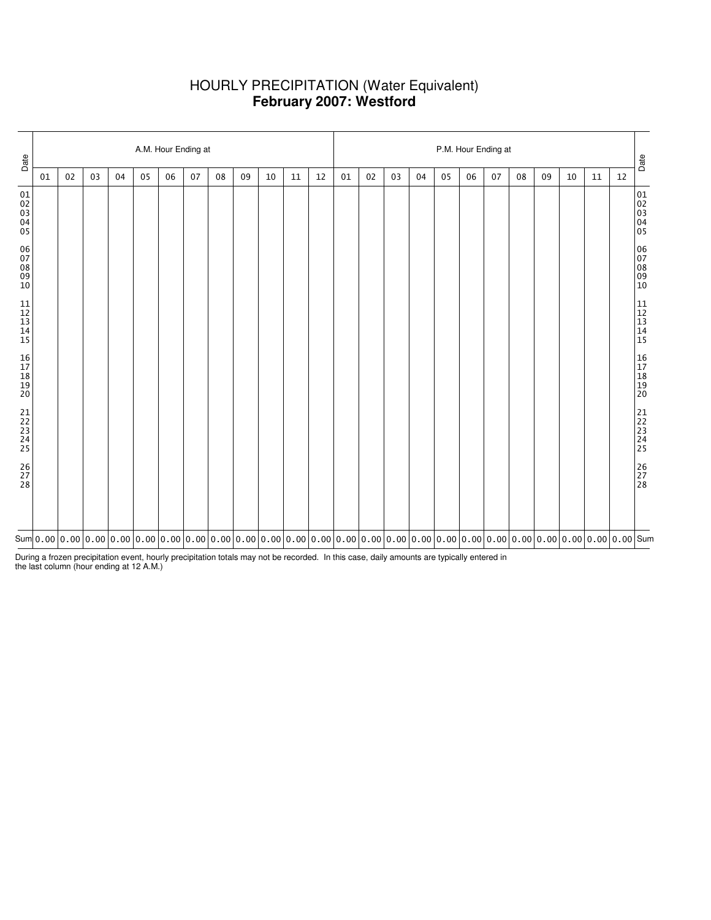# HOURLY PRECIPITATION (Water Equivalent)
## **February 2007: Westford**

| Date | A.M. Hour Ending at | | | | | | | | | | | | P.M. Hour Ending at | | | | | | | | | | | | Date |
|---|---|---|---|---|---|---|---|---|---|---|---|---|---|---|---|---|---|---|---|---|---|---|---|---|---|
| | 01 | 02 | 03 | 04 | 05 | 06 | 07 | 08 | 09 | 10 | 11 | 12 | 01 | 02 | 03 | 04 | 05 | 06 | 07 | 08 | 09 | 10 | 11 | 12 | |
| 01 | | | | | | | | | | | | | | | | | | | | | | | | | 01 |
| 02 | | | | | | | | | | | | | | | | | | | | | | | | | 02 |
| 03 | | | | | | | | | | | | | | | | | | | | | | | | | 03 |
| 04 | | | | | | | | | | | | | | | | | | | | | | | | | 04 |
| 05 | | | | | | | | | | | | | | | | | | | | | | | | | 05 |
| 06 | | | | | | | | | | | | | | | | | | | | | | | | | 06 |
| 07 | | | | | | | | | | | | | | | | | | | | | | | | | 07 |
| 08 | | | | | | | | | | | | | | | | | | | | | | | | | 08 |
| 09 | | | | | | | | | | | | | | | | | | | | | | | | | 09 |
| 10 | | | | | | | | | | | | | | | | | | | | | | | | | 10 |
| 11 | | | | | | | | | | | | | | | | | | | | | | | | | 11 |
| 12 | | | | | | | | | | | | | | | | | | | | | | | | | 12 |
| 13 | | | | | | | | | | | | | | | | | | | | | | | | | 13 |
| 14 | | | | | | | | | | | | | | | | | | | | | | | | | 14 |
| 15 | | | | | | | | | | | | | | | | | | | | | | | | | 15 |
| 16 | | | | | | | | | | | | | | | | | | | | | | | | | 16 |
| 17 | | | | | | | | | | | | | | | | | | | | | | | | | 17 |
| 18 | | | | | | | | | | | | | | | | | | | | | | | | | 18 |
| 19 | | | | | | | | | | | | | | | | | | | | | | | | | 19 |
| 20 | | | | | | | | | | | | | | | | | | | | | | | | | 20 |
| 21 | | | | | | | | | | | | | | | | | | | | | | | | | 21 |
| 22 | | | | | | | | | | | | | | | | | | | | | | | | | 22 |
| 23 | | | | | | | | | | | | | | | | | | | | | | | | | 23 |
| 24 | | | | | | | | | | | | | | | | | | | | | | | | | 24 |
| 25 | | | | | | | | | | | | | | | | | | | | | | | | | 25 |
| 26 | | | | | | | | | | | | | | | | | | | | | | | | | 26 |
| 27 | | | | | | | | | | | | | | | | | | | | | | | | | 27 |
| 28 | | | | | | | | | | | | | | | | | | | | | | | | | 28 |
| Sum | 0.00 | 0.00 | 0.00 | 0.00 | 0.00 | 0.00 | 0.00 | 0.00 | 0.00 | 0.00 | 0.00 | 0.00 | 0.00 | 0.00 | 0.00 | 0.00 | 0.00 | 0.00 | 0.00 | 0.00 | 0.00 | 0.00 | 0.00 | 0.00 | Sum |

During a frozen precipitation event, hourly precipitation totals may not be recorded. In this case, daily amounts are typically entered in the last column (hour ending at 12 A.M.)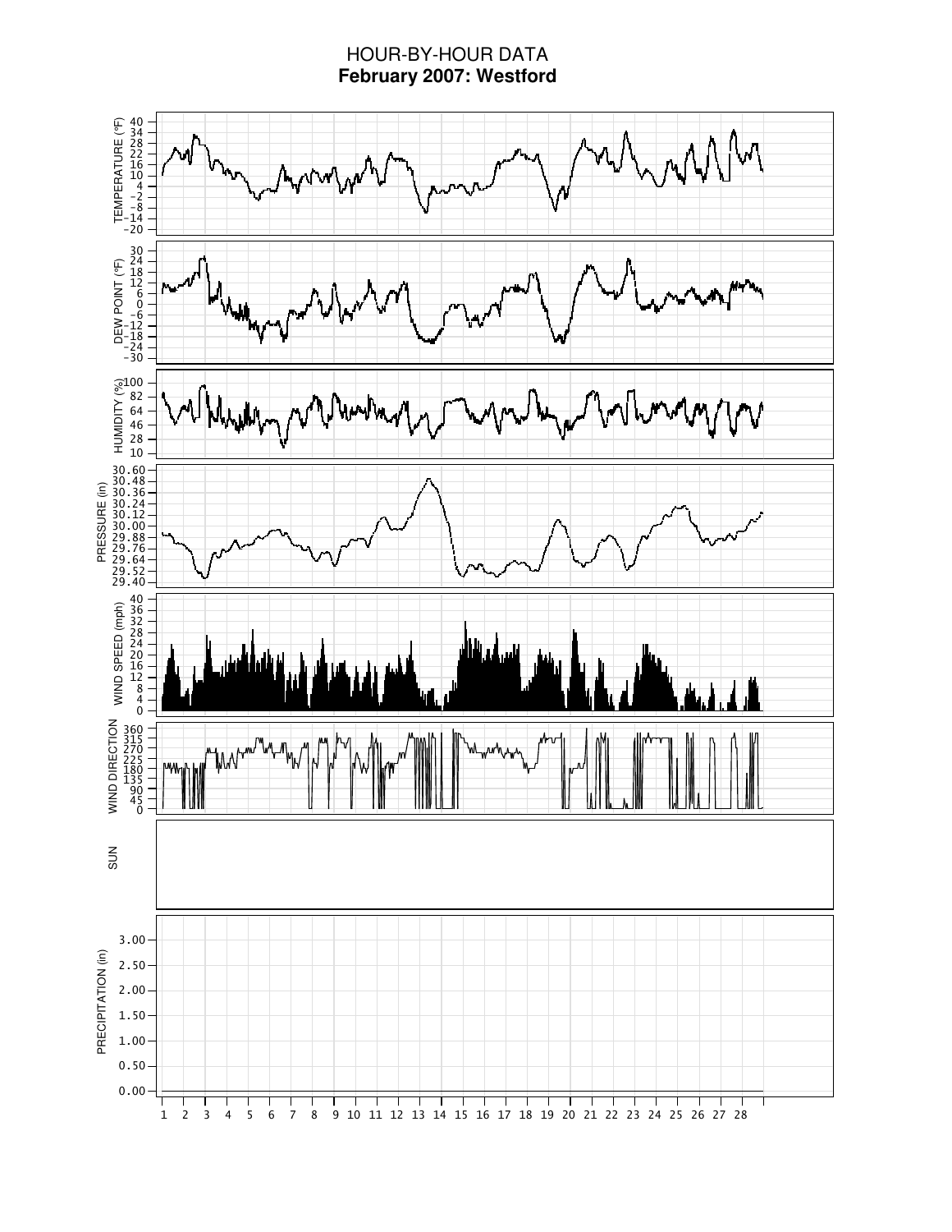# HOUR-BY-HOUR DATA
## February 2007: Westford

TEMPERATURE (°F): 40, 34, 28, 22, 16, 10, 4, −2, −8, −14, −20

DEW POINT (°F): 30, 24, 18, 12, 6, 0, −6, −12, −18, −24, −30

HUMIDITY (%): 100, 82, 64, 46, 28, 10

PRESSURE (in): 30.60, 30.48, 30.36, 30.24, 30.12, 30.00, 29.88, 29.76, 29.64, 29.52, 29.40

WIND SPEED (mph): 40, 36, 32, 28, 24, 20, 16, 12, 8, 4, 0

WIND DIRECTION: 360, 315, 270, 225, 180, 135, 90, 45, 0

SUN

PRECIPITATION (in): 3.00, 2.50, 2.00, 1.50, 1.00, 0.50, 0.00

1 2 3 4 5 6 7 8 9 10 11 12 13 14 15 16 17 18 19 20 21 22 23 24 25 26 27 28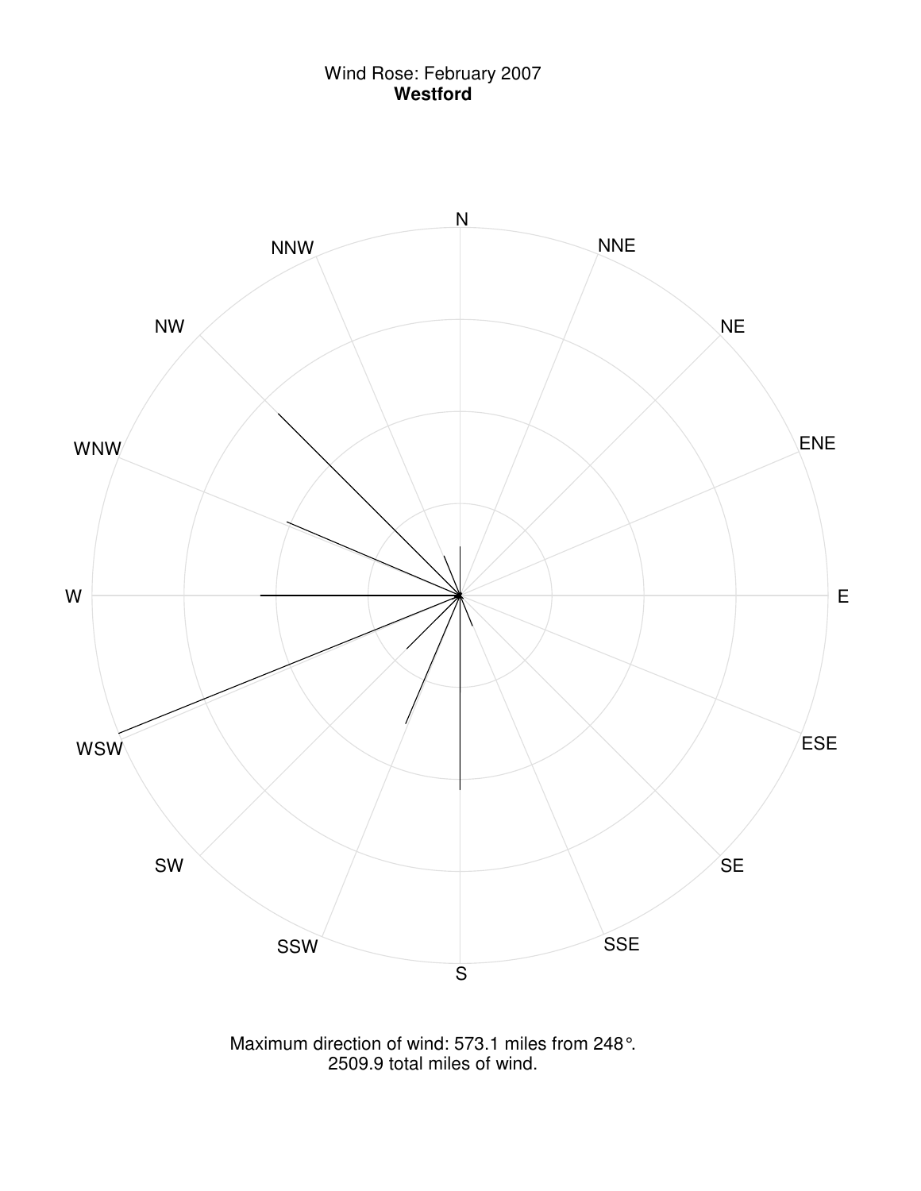Wind Rose: February 2007

**Westford**

N

NNE

NE

ENE

E

ESE

SE

SSE

S

SSW

SW

WSW

W

WNW

NW

NNW

Maximum direction of wind: 573.1 miles from 248°.

2509.9 total miles of wind.